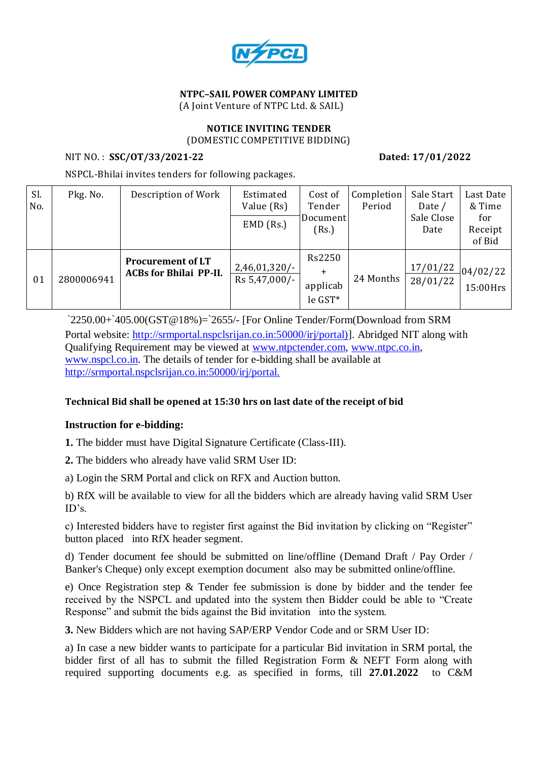**NTPC–SAIL POWER COMPANY LIMITED**
(A Joint Venture of NTPC Ltd. & SAIL)

**NOTICE INVITING TENDER**
(DOMESTIC COMPETITIVE BIDDING)

NIT NO. : **SSC/OT/33/2021-22** **Dated: 17/01/2022**

NSPCL-Bhilai invites tenders for following packages.

| Sl. No. | Pkg. No. | Description of Work | Estimated Value (Rs) / EMD (Rs.) | Cost of Tender Document (Rs.) | Completion Period | Sale Start Date / Sale Close Date | Last Date & Time for Receipt of Bid |
|---|---|---|---|---|---|---|---|
| 01 | 2800006941 | **Procurement of LT ACBs for Bhilai PP-II.** | 2,46,01,320/- / Rs 5,47,000/- | Rs2250 + applicable GST* | 24 Months | 17/01/22 / 28/01/22 | 04/02/22 15:00Hrs |

`2250.00+`405.00(GST@18%)=`2655/- [For Online Tender/Form(Download from SRM Portal website: http://srmportal.nspclsrijan.co.in:50000/irj/portal)]. Abridged NIT along with Qualifying Requirement may be viewed at www.ntpctender.com, www.ntpc.co.in, www.nspcl.co.in. The details of tender for e-bidding shall be available at http://srmportal.nspclsrijan.co.in:50000/irj/portal.

**Technical Bid shall be opened at 15:30 hrs on last date of the receipt of bid**

**Instruction for e-bidding:**

**1.** The bidder must have Digital Signature Certificate (Class-III).

**2.** The bidders who already have valid SRM User ID:

a) Login the SRM Portal and click on RFX and Auction button.

b) RfX will be available to view for all the bidders which are already having valid SRM User ID's.

c) Interested bidders have to register first against the Bid invitation by clicking on "Register" button placed into RfX header segment.

d) Tender document fee should be submitted on line/offline (Demand Draft / Pay Order / Banker's Cheque) only except exemption document also may be submitted online/offline.

e) Once Registration step & Tender fee submission is done by bidder and the tender fee received by the NSPCL and updated into the system then Bidder could be able to "Create Response" and submit the bids against the Bid invitation into the system.

**3.** New Bidders which are not having SAP/ERP Vendor Code and or SRM User ID:

a) In case a new bidder wants to participate for a particular Bid invitation in SRM portal, the bidder first of all has to submit the filled Registration Form & NEFT Form along with required supporting documents e.g. as specified in forms, till **27.01.2022** to C&M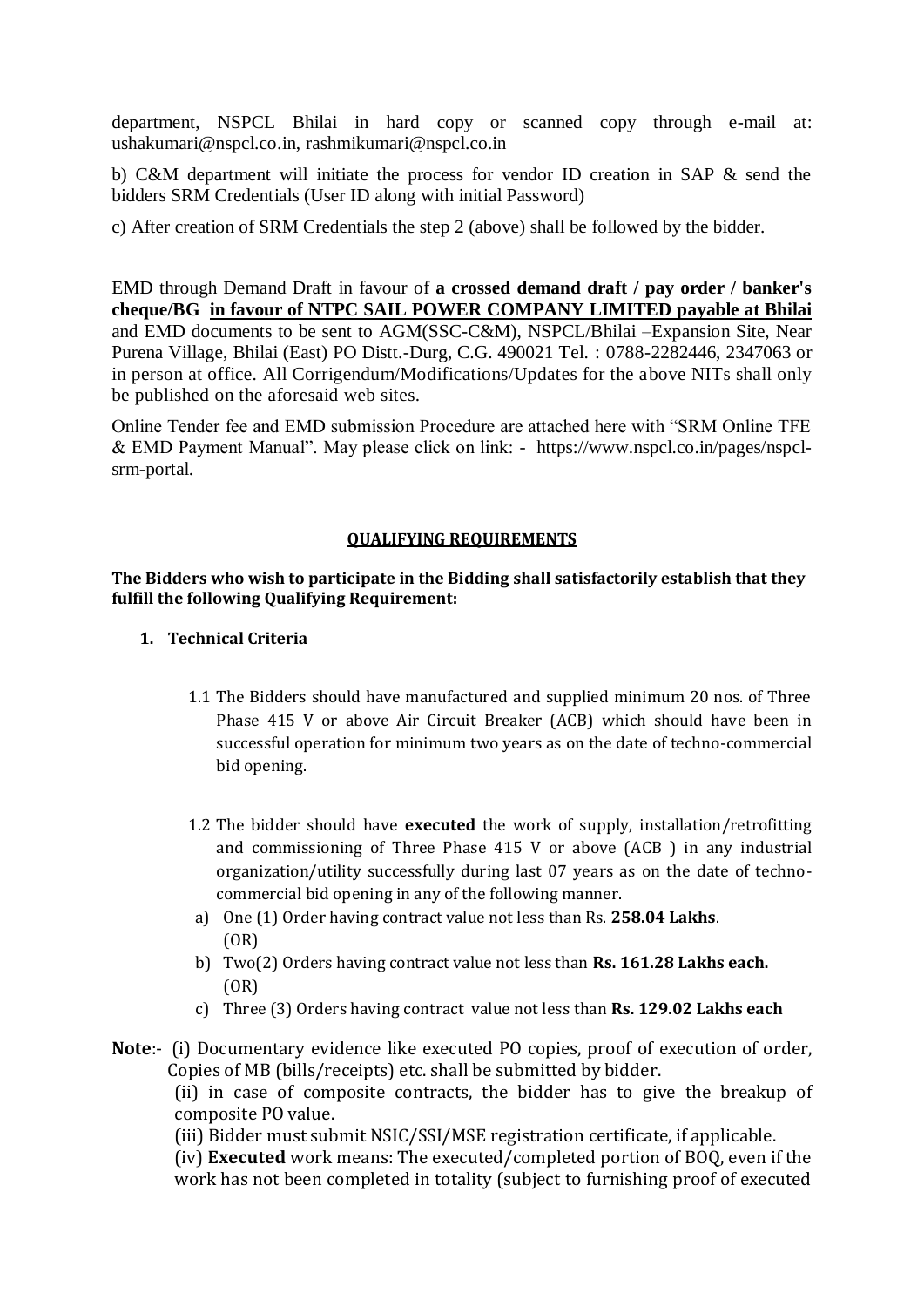department, NSPCL Bhilai in hard copy or scanned copy through e-mail at: ushakumari@nspcl.co.in, rashmikumari@nspcl.co.in

b) C&M department will initiate the process for vendor ID creation in SAP & send the bidders SRM Credentials (User ID along with initial Password)

c) After creation of SRM Credentials the step 2 (above) shall be followed by the bidder.

EMD through Demand Draft in favour of **a crossed demand draft / pay order / banker's cheque/BG** **in favour of NTPC SAIL POWER COMPANY LIMITED payable at Bhilai** and EMD documents to be sent to AGM(SSC-C&M), NSPCL/Bhilai –Expansion Site, Near Purena Village, Bhilai (East) PO Distt.-Durg, C.G. 490021 Tel. : 0788-2282446, 2347063 or in person at office. All Corrigendum/Modifications/Updates for the above NITs shall only be published on the aforesaid web sites.

Online Tender fee and EMD submission Procedure are attached here with "SRM Online TFE & EMD Payment Manual". May please click on link: - https://www.nspcl.co.in/pages/nspcl-srm-portal.

## QUALIFYING REQUIREMENTS

**The Bidders who wish to participate in the Bidding shall satisfactorily establish that they fulfill the following Qualifying Requirement:**

1. **Technical Criteria**

1.1 The Bidders should have manufactured and supplied minimum 20 nos. of Three Phase 415 V or above Air Circuit Breaker (ACB) which should have been in successful operation for minimum two years as on the date of techno-commercial bid opening.

1.2 The bidder should have **executed** the work of supply, installation/retrofitting and commissioning of Three Phase 415 V or above (ACB ) in any industrial organization/utility successfully during last 07 years as on the date of techno-commercial bid opening in any of the following manner.

a) One (1) Order having contract value not less than Rs. **258.04 Lakhs**.
(OR)

b) Two(2) Orders having contract value not less than **Rs. 161.28 Lakhs each.**
(OR)

c) Three (3) Orders having contract value not less than **Rs. 129.02 Lakhs each**

**Note**:- (i) Documentary evidence like executed PO copies, proof of execution of order, Copies of MB (bills/receipts) etc. shall be submitted by bidder.

(ii) in case of composite contracts, the bidder has to give the breakup of composite PO value.

(iii) Bidder must submit NSIC/SSI/MSE registration certificate, if applicable.

(iv) **Executed** work means: The executed/completed portion of BOQ, even if the work has not been completed in totality (subject to furnishing proof of executed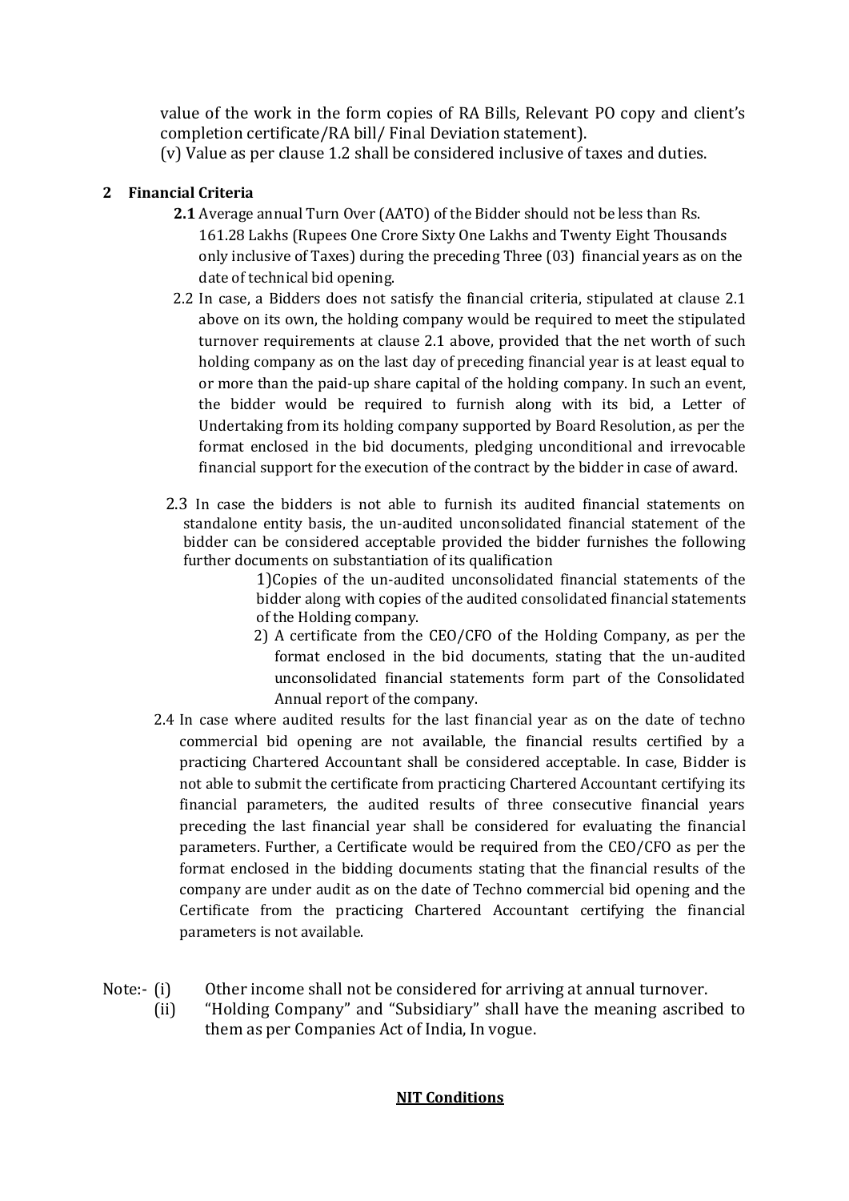value of the work in the form copies of RA Bills, Relevant PO copy and client's completion certificate/RA bill/ Final Deviation statement).

(v) Value as per clause 1.2 shall be considered inclusive of taxes and duties.

## 2 Financial Criteria

**2.1** Average annual Turn Over (AATO) of the Bidder should not be less than Rs. 161.28 Lakhs (Rupees One Crore Sixty One Lakhs and Twenty Eight Thousands only inclusive of Taxes) during the preceding Three (03) financial years as on the date of technical bid opening.

2.2 In case, a Bidders does not satisfy the financial criteria, stipulated at clause 2.1 above on its own, the holding company would be required to meet the stipulated turnover requirements at clause 2.1 above, provided that the net worth of such holding company as on the last day of preceding financial year is at least equal to or more than the paid-up share capital of the holding company. In such an event, the bidder would be required to furnish along with its bid, a Letter of Undertaking from its holding company supported by Board Resolution, as per the format enclosed in the bid documents, pledging unconditional and irrevocable financial support for the execution of the contract by the bidder in case of award.

2.3 In case the bidders is not able to furnish its audited financial statements on standalone entity basis, the un-audited unconsolidated financial statement of the bidder can be considered acceptable provided the bidder furnishes the following further documents on substantiation of its qualification

1) Copies of the un-audited unconsolidated financial statements of the bidder along with copies of the audited consolidated financial statements of the Holding company.

2) A certificate from the CEO/CFO of the Holding Company, as per the format enclosed in the bid documents, stating that the un-audited unconsolidated financial statements form part of the Consolidated Annual report of the company.

2.4 In case where audited results for the last financial year as on the date of techno commercial bid opening are not available, the financial results certified by a practicing Chartered Accountant shall be considered acceptable. In case, Bidder is not able to submit the certificate from practicing Chartered Accountant certifying its financial parameters, the audited results of three consecutive financial years preceding the last financial year shall be considered for evaluating the financial parameters. Further, a Certificate would be required from the CEO/CFO as per the format enclosed in the bidding documents stating that the financial results of the company are under audit as on the date of Techno commercial bid opening and the Certificate from the practicing Chartered Accountant certifying the financial parameters is not available.

Note:-
(i) Other income shall not be considered for arriving at annual turnover.
(ii) "Holding Company" and "Subsidiary" shall have the meaning ascribed to them as per Companies Act of India, In vogue.

**NIT Conditions**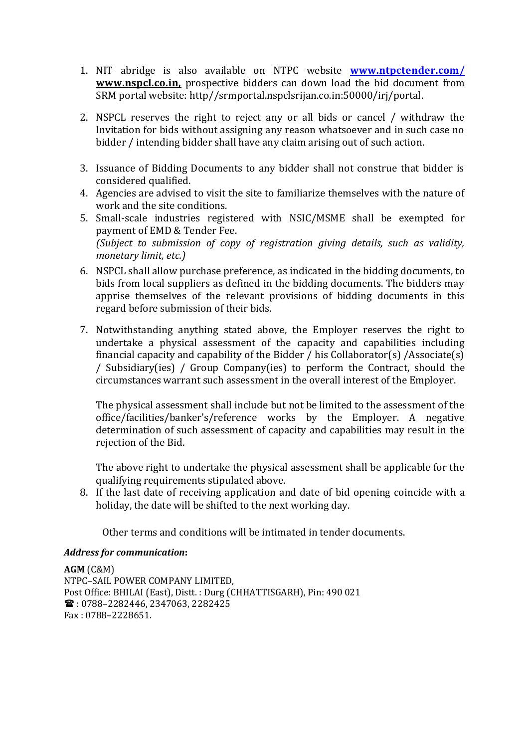1. NIT abridge is also available on NTPC website **www.ntpctender.com/** **www.nspcl.co.in,** prospective bidders can down load the bid document from SRM portal website: http//srmportal.nspclsrijan.co.in:50000/irj/portal.

2. NSPCL reserves the right to reject any or all bids or cancel / withdraw the Invitation for bids without assigning any reason whatsoever and in such case no bidder / intending bidder shall have any claim arising out of such action.

3. Issuance of Bidding Documents to any bidder shall not construe that bidder is considered qualified.
4. Agencies are advised to visit the site to familiarize themselves with the nature of work and the site conditions.
5. Small-scale industries registered with NSIC/MSME shall be exempted for payment of EMD & Tender Fee.
   *(Subject to submission of copy of registration giving details, such as validity, monetary limit, etc.)*
6. NSPCL shall allow purchase preference, as indicated in the bidding documents, to bids from local suppliers as defined in the bidding documents. The bidders may apprise themselves of the relevant provisions of bidding documents in this regard before submission of their bids.

7. Notwithstanding anything stated above, the Employer reserves the right to undertake a physical assessment of the capacity and capabilities including financial capacity and capability of the Bidder / his Collaborator(s) /Associate(s) / Subsidiary(ies) / Group Company(ies) to perform the Contract, should the circumstances warrant such assessment in the overall interest of the Employer.

   The physical assessment shall include but not be limited to the assessment of the office/facilities/banker's/reference works by the Employer. A negative determination of such assessment of capacity and capabilities may result in the rejection of the Bid.

   The above right to undertake the physical assessment shall be applicable for the qualifying requirements stipulated above.
8. If the last date of receiving application and date of bid opening coincide with a holiday, the date will be shifted to the next working day.

Other terms and conditions will be intimated in tender documents.

***Address for communication*:**

**AGM** (C&M)
NTPC–SAIL POWER COMPANY LIMITED,
Post Office: BHILAI (East), Distt. : Durg (CHHATTISGARH), Pin: 490 021
☎ : 0788–2282446, 2347063, 2282425
Fax : 0788–2228651.